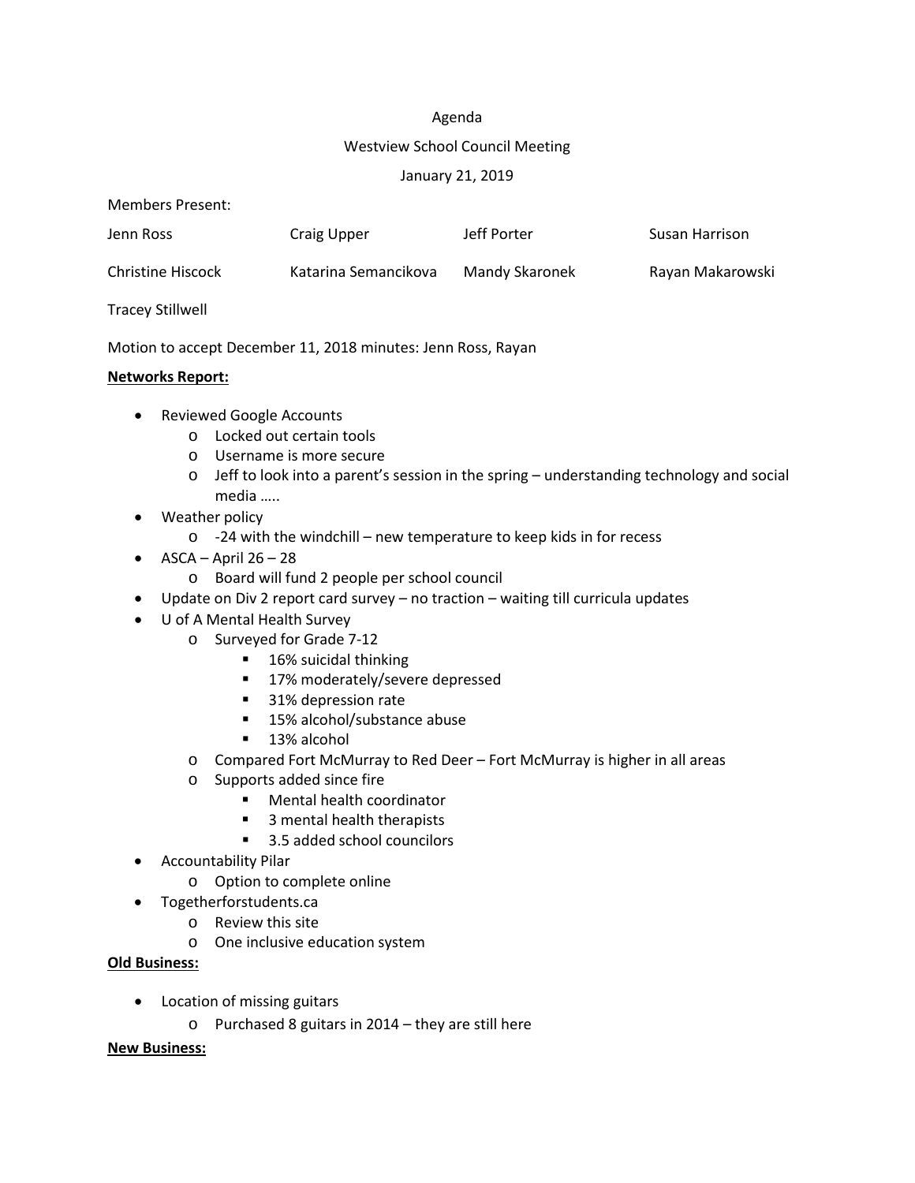Agenda

Westview School Council Meeting

January 21, 2019

Members Present:

| Jenn Ross | Craig Upper | Jeff Porter | Susan Harrison |
|---|---|---|---|
| Christine Hiscock | Katarina Semancikova | Mandy Skaronek | Rayan Makarowski |
| Tracey Stillwell | | | |

Motion to accept December 11, 2018 minutes: Jenn Ross, Rayan

**Networks Report:**

- Reviewed Google Accounts
  - Locked out certain tools
  - Username is more secure
  - Jeff to look into a parent's session in the spring – understanding technology and social media …..
- Weather policy
  - -24 with the windchill – new temperature to keep kids in for recess
- ASCA – April 26 – 28
  - Board will fund 2 people per school council
- Update on Div 2 report card survey – no traction – waiting till curricula updates
- U of A Mental Health Survey
  - Surveyed for Grade 7-12
    - 16% suicidal thinking
    - 17% moderately/severe depressed
    - 31% depression rate
    - 15% alcohol/substance abuse
    - 13% alcohol
  - Compared Fort McMurray to Red Deer – Fort McMurray is higher in all areas
  - Supports added since fire
    - Mental health coordinator
    - 3 mental health therapists
    - 3.5 added school councilors
- Accountability Pilar
  - Option to complete online
- Togetherforstudents.ca
  - Review this site
  - One inclusive education system

**Old Business:**

- Location of missing guitars
  - Purchased 8 guitars in 2014 – they are still here

**New Business:**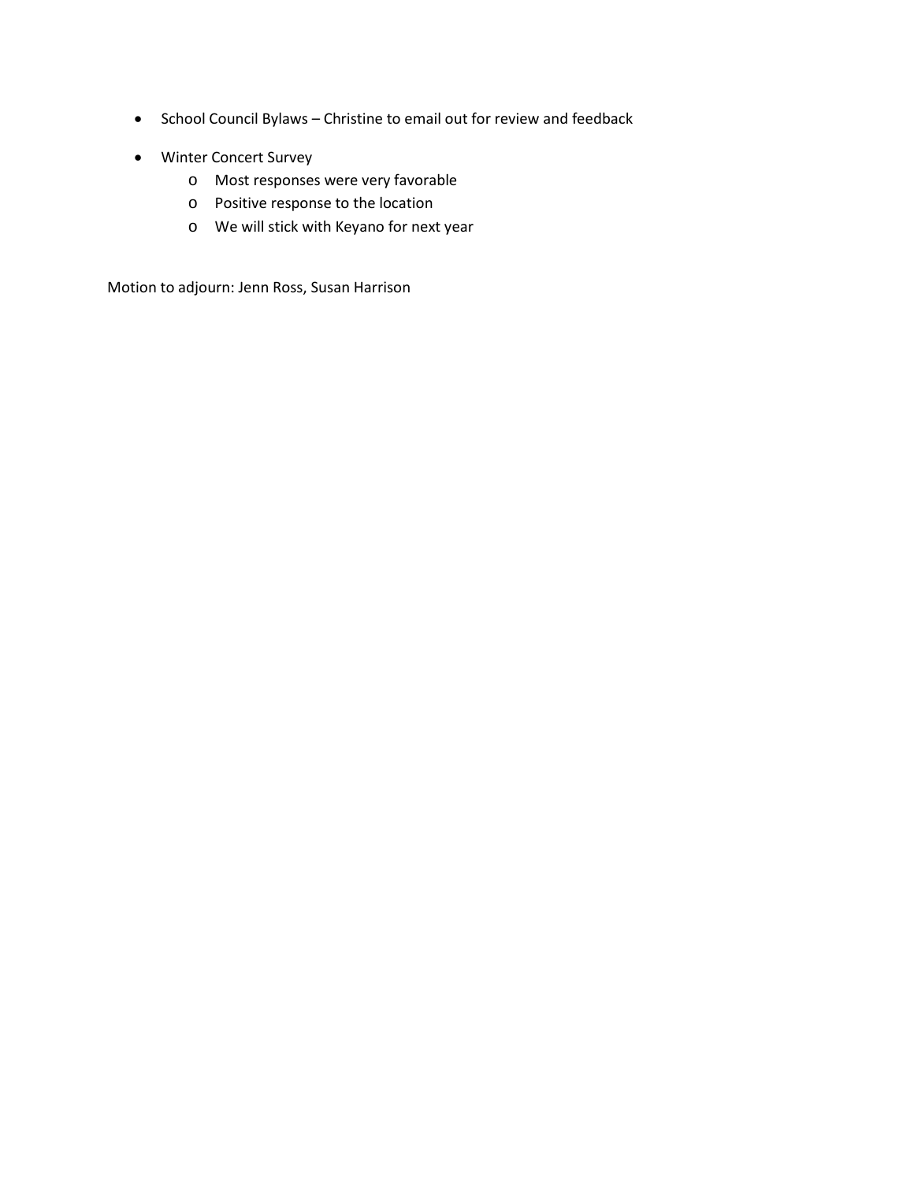- School Council Bylaws – Christine to email out for review and feedback
- Winter Concert Survey
    - Most responses were very favorable
    - Positive response to the location
    - We will stick with Keyano for next year

Motion to adjourn: Jenn Ross, Susan Harrison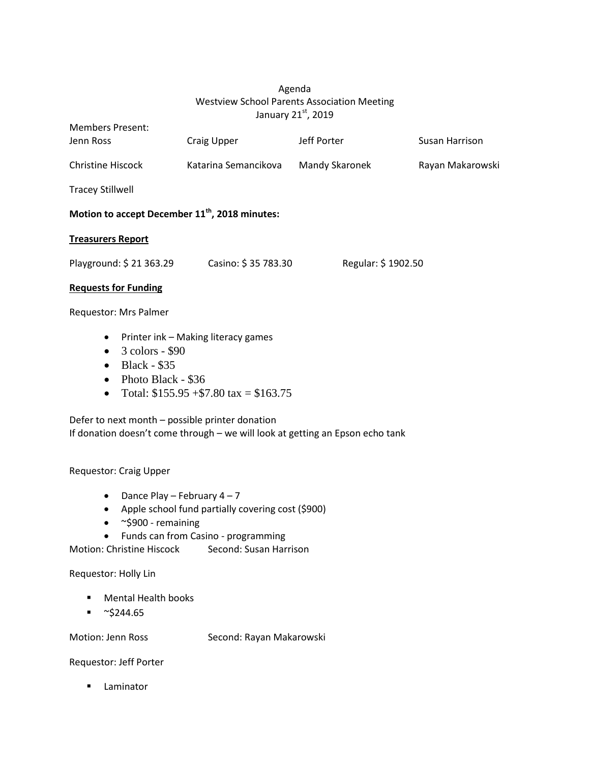Agenda
Westview School Parents Association Meeting
January 21st, 2019

Members Present:

| | | | |
|---|---|---|---|
| Jenn Ross | Craig Upper | Jeff Porter | Susan Harrison |
| Christine Hiscock | Katarina Semancikova | Mandy Skaronek | Rayan Makarowski |
| Tracey Stillwell | | | |

**Motion to accept December 11th, 2018 minutes:**

**Treasurers Report**

Playground: $ 21 363.29 Casino: $ 35 783.30 Regular: $ 1902.50

**Requests for Funding**

Requestor: Mrs Palmer

- Printer ink – Making literacy games
- 3 colors - $90
- Black - $35
- Photo Black - $36
- Total: $155.95 +$7.80 tax = $163.75

Defer to next month – possible printer donation
If donation doesn't come through – we will look at getting an Epson echo tank

Requestor: Craig Upper

- Dance Play – February 4 – 7
- Apple school fund partially covering cost ($900)
- ~$900 - remaining
- Funds can from Casino - programming

Motion: Christine Hiscock Second: Susan Harrison

Requestor: Holly Lin

- Mental Health books
- ~$244.65

Motion: Jenn Ross Second: Rayan Makarowski

Requestor: Jeff Porter

- Laminator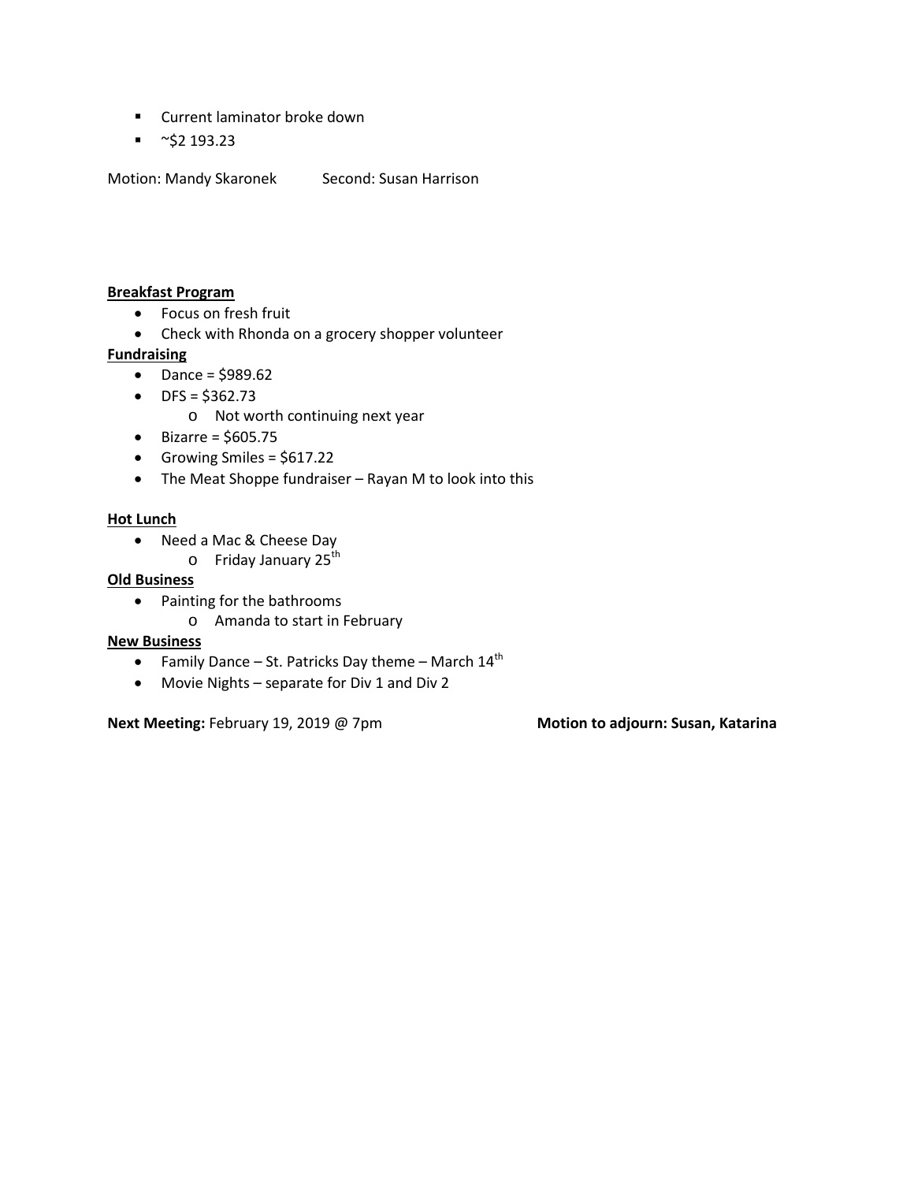- Current laminator broke down
- ~$2 193.23

Motion: Mandy Skaronek Second: Susan Harrison

**Breakfast Program**

- Focus on fresh fruit
- Check with Rhonda on a grocery shopper volunteer

**Fundraising**

- Dance = $989.62
- DFS = $362.73
  - Not worth continuing next year
- Bizarre = $605.75
- Growing Smiles = $617.22
- The Meat Shoppe fundraiser – Rayan M to look into this

**Hot Lunch**

- Need a Mac & Cheese Day
  - Friday January 25th

**Old Business**

- Painting for the bathrooms
  - Amanda to start in February

**New Business**

- Family Dance – St. Patricks Day theme – March 14th
- Movie Nights – separate for Div 1 and Div 2

**Next Meeting:** February 19, 2019 @ 7pm **Motion to adjourn: Susan, Katarina**